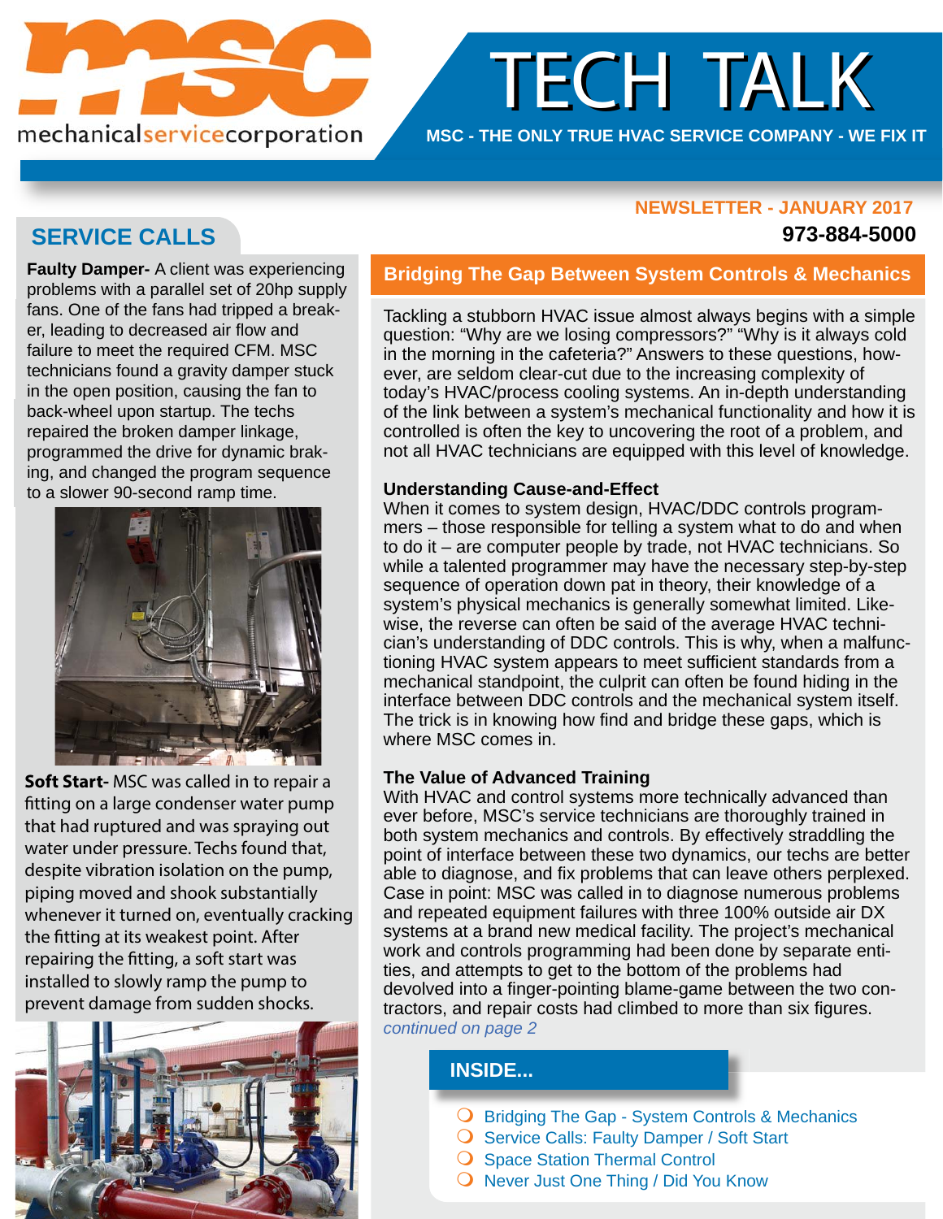mechanicalservicecorporation

# TECH TALK

MSC - THE ONLY TRUE HVAC SERVICE COMPANY - WE FIX IT

NEWSLETTER - JANUARY 2017

**973-884-5000**

## SERVICE CALLS

**Faulty Damper-** A client was experiencing problems with a parallel set of 20hp supply fans. One of the fans had tripped a breaker, leading to decreased air flow and failure to meet the required CFM. MSC technicians found a gravity damper stuck in the open position, causing the fan to back-wheel upon startup. The techs repaired the broken damper linkage, programmed the drive for dynamic braking, and changed the program sequence to a slower 90-second ramp time.

**Soft Start-** MSC was called in to repair a fitting on a large condenser water pump that had ruptured and was spraying out water under pressure. Techs found that, despite vibration isolation on the pump, piping moved and shook substantially whenever it turned on, eventually cracking the fitting at its weakest point. After repairing the fitting, a soft start was installed to slowly ramp the pump to prevent damage from sudden shocks.

## Bridging The Gap Between System Controls & Mechanics

Tackling a stubborn HVAC issue almost always begins with a simple question: "Why are we losing compressors?" "Why is it always cold in the morning in the cafeteria?" Answers to these questions, however, are seldom clear-cut due to the increasing complexity of today's HVAC/process cooling systems. An in-depth understanding of the link between a system's mechanical functionality and how it is controlled is often the key to uncovering the root of a problem, and not all HVAC technicians are equipped with this level of knowledge.

### Understanding Cause-and-Effect

When it comes to system design, HVAC/DDC controls programmers – those responsible for telling a system what to do and when to do it – are computer people by trade, not HVAC technicians. So while a talented programmer may have the necessary step-by-step sequence of operation down pat in theory, their knowledge of a system's physical mechanics is generally somewhat limited. Likewise, the reverse can often be said of the average HVAC technician's understanding of DDC controls. This is why, when a malfunctioning HVAC system appears to meet sufficient standards from a mechanical standpoint, the culprit can often be found hiding in the interface between DDC controls and the mechanical system itself. The trick is in knowing how find and bridge these gaps, which is where MSC comes in.

### The Value of Advanced Training

With HVAC and control systems more technically advanced than ever before, MSC's service technicians are thoroughly trained in both system mechanics and controls. By effectively straddling the point of interface between these two dynamics, our techs are better able to diagnose, and fix problems that can leave others perplexed. Case in point: MSC was called in to diagnose numerous problems and repeated equipment failures with three 100% outside air DX systems at a brand new medical facility. The project's mechanical work and controls programming had been done by separate entities, and attempts to get to the bottom of the problems had devolved into a finger-pointing blame-game between the two contractors, and repair costs had climbed to more than six figures.

*continued on page 2*

### INSIDE...

- Bridging The Gap - System Controls & Mechanics
- Service Calls: Faulty Damper / Soft Start
- Space Station Thermal Control
- Never Just One Thing / Did You Know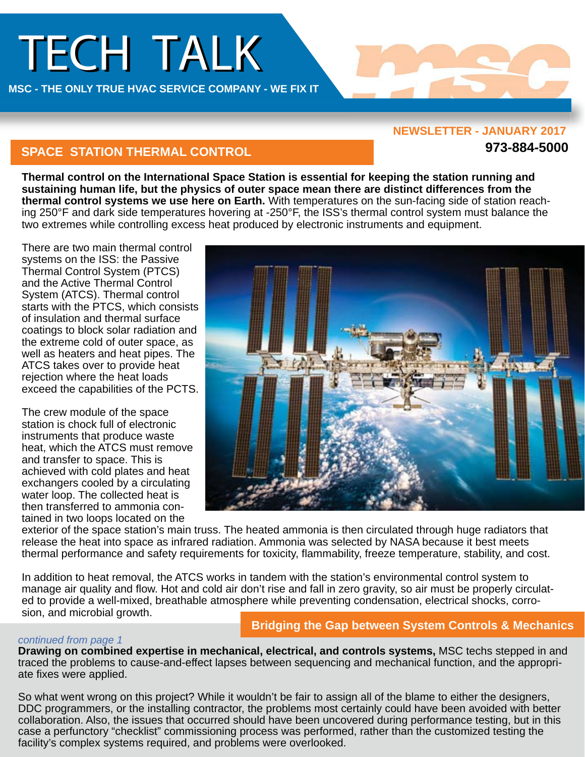# TECH TALK

MSC - THE ONLY TRUE HVAC SERVICE COMPANY - WE FIX IT

NEWSLETTER - JANUARY 2017

973-884-5000

## SPACE STATION THERMAL CONTROL

**Thermal control on the International Space Station is essential for keeping the station running and sustaining human life, but the physics of outer space mean there are distinct differences from the thermal control systems we use here on Earth.** With temperatures on the sun-facing side of station reaching 250°F and dark side temperatures hovering at -250°F, the ISS's thermal control system must balance the two extremes while controlling excess heat produced by electronic instruments and equipment.

There are two main thermal control systems on the ISS: the Passive Thermal Control System (PTCS) and the Active Thermal Control System (ATCS). Thermal control starts with the PTCS, which consists of insulation and thermal surface coatings to block solar radiation and the extreme cold of outer space, as well as heaters and heat pipes. The ATCS takes over to provide heat rejection where the heat loads exceed the capabilities of the PCTS.

The crew module of the space station is chock full of electronic instruments that produce waste heat, which the ATCS must remove and transfer to space. This is achieved with cold plates and heat exchangers cooled by a circulating water loop. The collected heat is then transferred to ammonia contained in two loops located on the exterior of the space station's main truss. The heated ammonia is then circulated through huge radiators that release the heat into space as infrared radiation. Ammonia was selected by NASA because it best meets thermal performance and safety requirements for toxicity, flammability, freeze temperature, stability, and cost.

In addition to heat removal, the ATCS works in tandem with the station's environmental control system to manage air quality and flow. Hot and cold air don't rise and fall in zero gravity, so air must be properly circulated to provide a well-mixed, breathable atmosphere while preventing condensation, electrical shocks, corrosion, and microbial growth.

## Bridging the Gap between System Controls & Mechanics

*continued from page 1*

**Drawing on combined expertise in mechanical, electrical, and controls systems,** MSC techs stepped in and traced the problems to cause-and-effect lapses between sequencing and mechanical function, and the appropriate fixes were applied.

So what went wrong on this project? While it wouldn't be fair to assign all of the blame to either the designers, DDC programmers, or the installing contractor, the problems most certainly could have been avoided with better collaboration. Also, the issues that occurred should have been uncovered during performance testing, but in this case a perfunctory "checklist" commissioning process was performed, rather than the customized testing the facility's complex systems required, and problems were overlooked.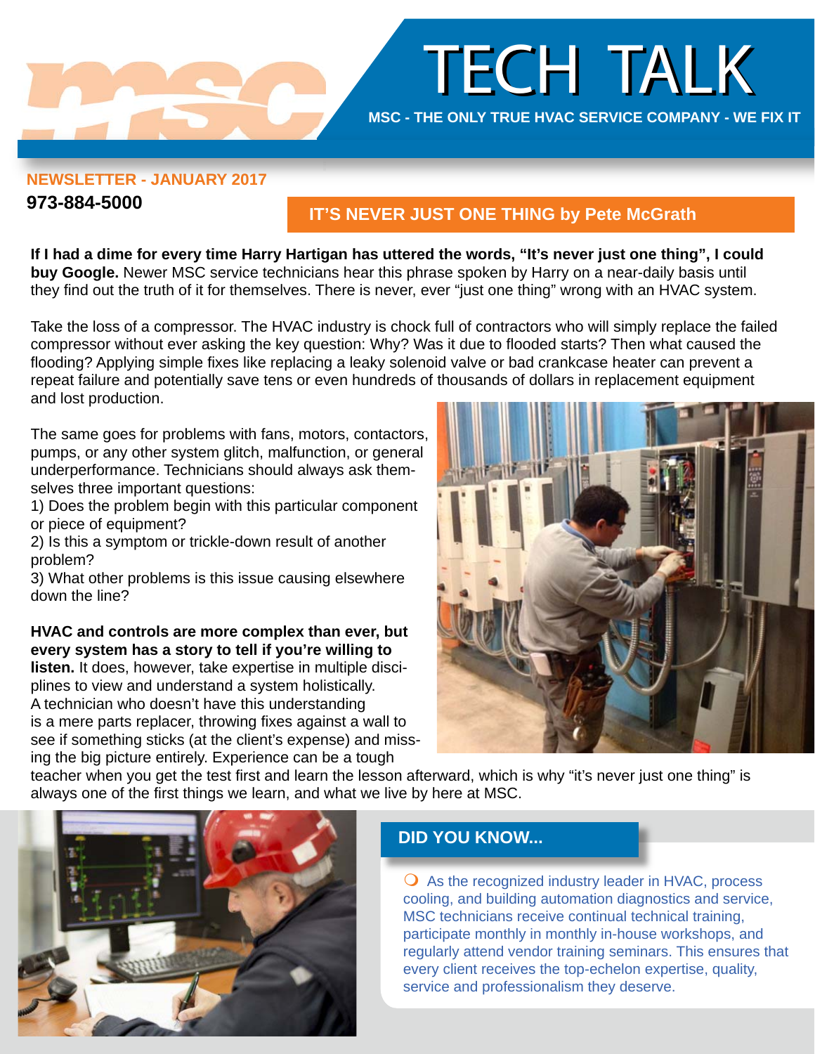# TECH TALK

**MSC - THE ONLY TRUE HVAC SERVICE COMPANY - WE FIX IT**

**NEWSLETTER - JANUARY 2017**

**973-884-5000**

## IT'S NEVER JUST ONE THING by Pete McGrath

**If I had a dime for every time Harry Hartigan has uttered the words, "It's never just one thing", I could buy Google.** Newer MSC service technicians hear this phrase spoken by Harry on a near-daily basis until they find out the truth of it for themselves. There is never, ever "just one thing" wrong with an HVAC system.

Take the loss of a compressor. The HVAC industry is chock full of contractors who will simply replace the failed compressor without ever asking the key question: Why? Was it due to flooded starts? Then what caused the flooding? Applying simple fixes like replacing a leaky solenoid valve or bad crankcase heater can prevent a repeat failure and potentially save tens or even hundreds of thousands of dollars in replacement equipment and lost production.

The same goes for problems with fans, motors, contactors, pumps, or any other system glitch, malfunction, or general underperformance. Technicians should always ask themselves three important questions:

1) Does the problem begin with this particular component or piece of equipment?
2) Is this a symptom or trickle-down result of another problem?
3) What other problems is this issue causing elsewhere down the line?

**HVAC and controls are more complex than ever, but every system has a story to tell if you're willing to listen.** It does, however, take expertise in multiple disciplines to view and understand a system holistically. A technician who doesn't have this understanding is a mere parts replacer, throwing fixes against a wall to see if something sticks (at the client's expense) and missing the big picture entirely. Experience can be a tough teacher when you get the test first and learn the lesson afterward, which is why "it's never just one thing" is always one of the first things we learn, and what we live by here at MSC.

## DID YOU KNOW...

- As the recognized industry leader in HVAC, process cooling, and building automation diagnostics and service, MSC technicians receive continual technical training, participate monthly in monthly in-house workshops, and regularly attend vendor training seminars. This ensures that every client receives the top-echelon expertise, quality, service and professionalism they deserve.